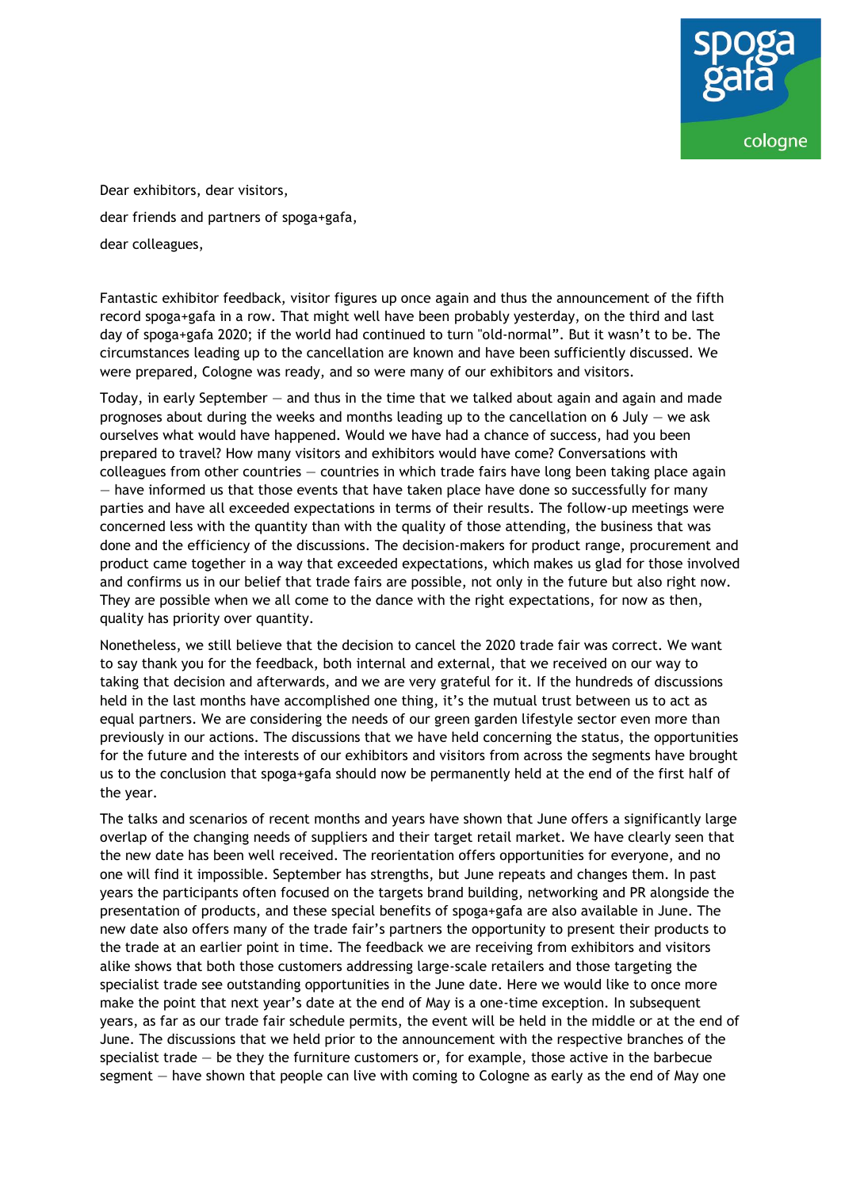Dear exhibitors, dear visitors,

dear friends and partners of spoga+gafa,

dear colleagues,

Fantastic exhibitor feedback, visitor figures up once again and thus the announcement of the fifth record spoga+gafa in a row. That might well have been probably yesterday, on the third and last day of spoga+gafa 2020; if the world had continued to turn "old-normal". But it wasn't to be. The circumstances leading up to the cancellation are known and have been sufficiently discussed. We were prepared, Cologne was ready, and so were many of our exhibitors and visitors.

Today, in early September — and thus in the time that we talked about again and again and made prognoses about during the weeks and months leading up to the cancellation on 6 July — we ask ourselves what would have happened. Would we have had a chance of success, had you been prepared to travel? How many visitors and exhibitors would have come? Conversations with colleagues from other countries — countries in which trade fairs have long been taking place again — have informed us that those events that have taken place have done so successfully for many parties and have all exceeded expectations in terms of their results. The follow-up meetings were concerned less with the quantity than with the quality of those attending, the business that was done and the efficiency of the discussions. The decision-makers for product range, procurement and product came together in a way that exceeded expectations, which makes us glad for those involved and confirms us in our belief that trade fairs are possible, not only in the future but also right now. They are possible when we all come to the dance with the right expectations, for now as then, quality has priority over quantity.

Nonetheless, we still believe that the decision to cancel the 2020 trade fair was correct. We want to say thank you for the feedback, both internal and external, that we received on our way to taking that decision and afterwards, and we are very grateful for it. If the hundreds of discussions held in the last months have accomplished one thing, it's the mutual trust between us to act as equal partners. We are considering the needs of our green garden lifestyle sector even more than previously in our actions. The discussions that we have held concerning the status, the opportunities for the future and the interests of our exhibitors and visitors from across the segments have brought us to the conclusion that spoga+gafa should now be permanently held at the end of the first half of the year.

The talks and scenarios of recent months and years have shown that June offers a significantly large overlap of the changing needs of suppliers and their target retail market. We have clearly seen that the new date has been well received. The reorientation offers opportunities for everyone, and no one will find it impossible. September has strengths, but June repeats and changes them. In past years the participants often focused on the targets brand building, networking and PR alongside the presentation of products, and these special benefits of spoga+gafa are also available in June. The new date also offers many of the trade fair's partners the opportunity to present their products to the trade at an earlier point in time. The feedback we are receiving from exhibitors and visitors alike shows that both those customers addressing large-scale retailers and those targeting the specialist trade see outstanding opportunities in the June date. Here we would like to once more make the point that next year's date at the end of May is a one-time exception. In subsequent years, as far as our trade fair schedule permits, the event will be held in the middle or at the end of June. The discussions that we held prior to the announcement with the respective branches of the specialist trade — be they the furniture customers or, for example, those active in the barbecue segment — have shown that people can live with coming to Cologne as early as the end of May one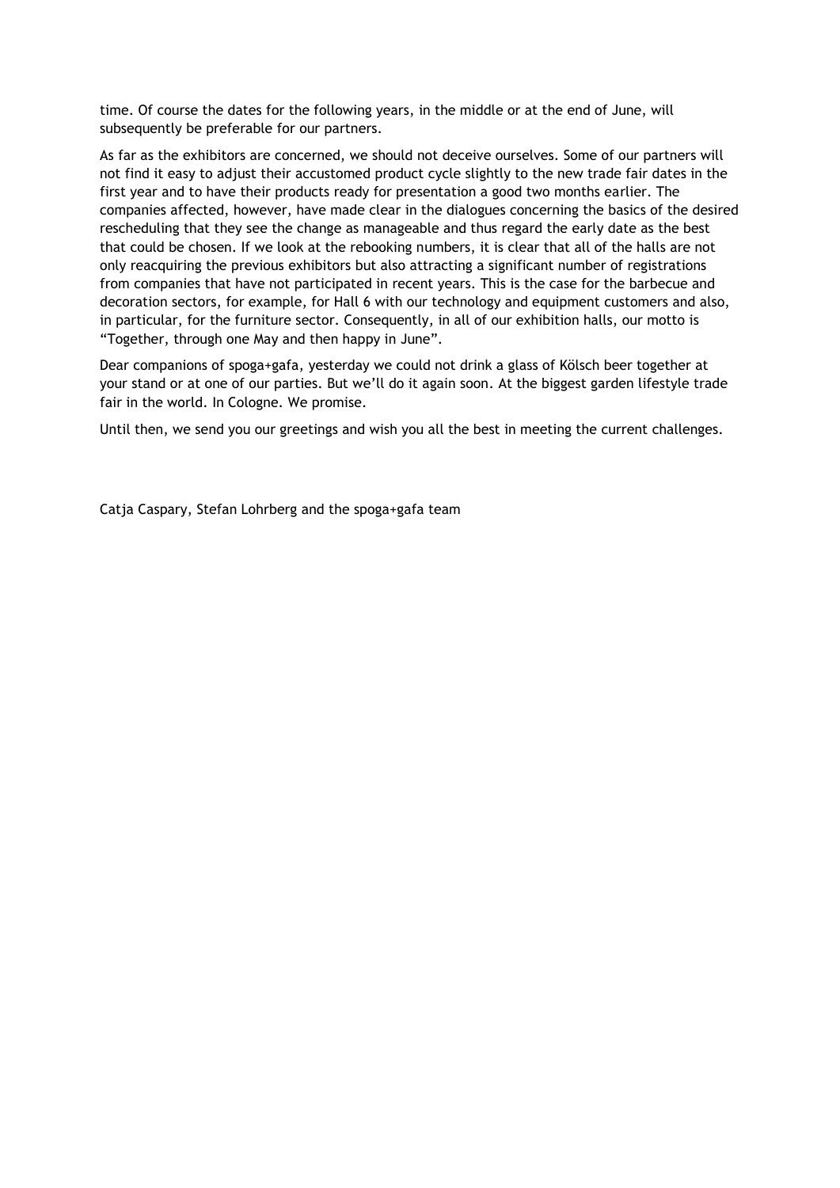time. Of course the dates for the following years, in the middle or at the end of June, will subsequently be preferable for our partners.

As far as the exhibitors are concerned, we should not deceive ourselves. Some of our partners will not find it easy to adjust their accustomed product cycle slightly to the new trade fair dates in the first year and to have their products ready for presentation a good two months earlier. The companies affected, however, have made clear in the dialogues concerning the basics of the desired rescheduling that they see the change as manageable and thus regard the early date as the best that could be chosen. If we look at the rebooking numbers, it is clear that all of the halls are not only reacquiring the previous exhibitors but also attracting a significant number of registrations from companies that have not participated in recent years. This is the case for the barbecue and decoration sectors, for example, for Hall 6 with our technology and equipment customers and also, in particular, for the furniture sector. Consequently, in all of our exhibition halls, our motto is "Together, through one May and then happy in June".

Dear companions of spoga+gafa, yesterday we could not drink a glass of Kölsch beer together at your stand or at one of our parties. But we'll do it again soon. At the biggest garden lifestyle trade fair in the world. In Cologne. We promise.

Until then, we send you our greetings and wish you all the best in meeting the current challenges.

Catja Caspary, Stefan Lohrberg and the spoga+gafa team